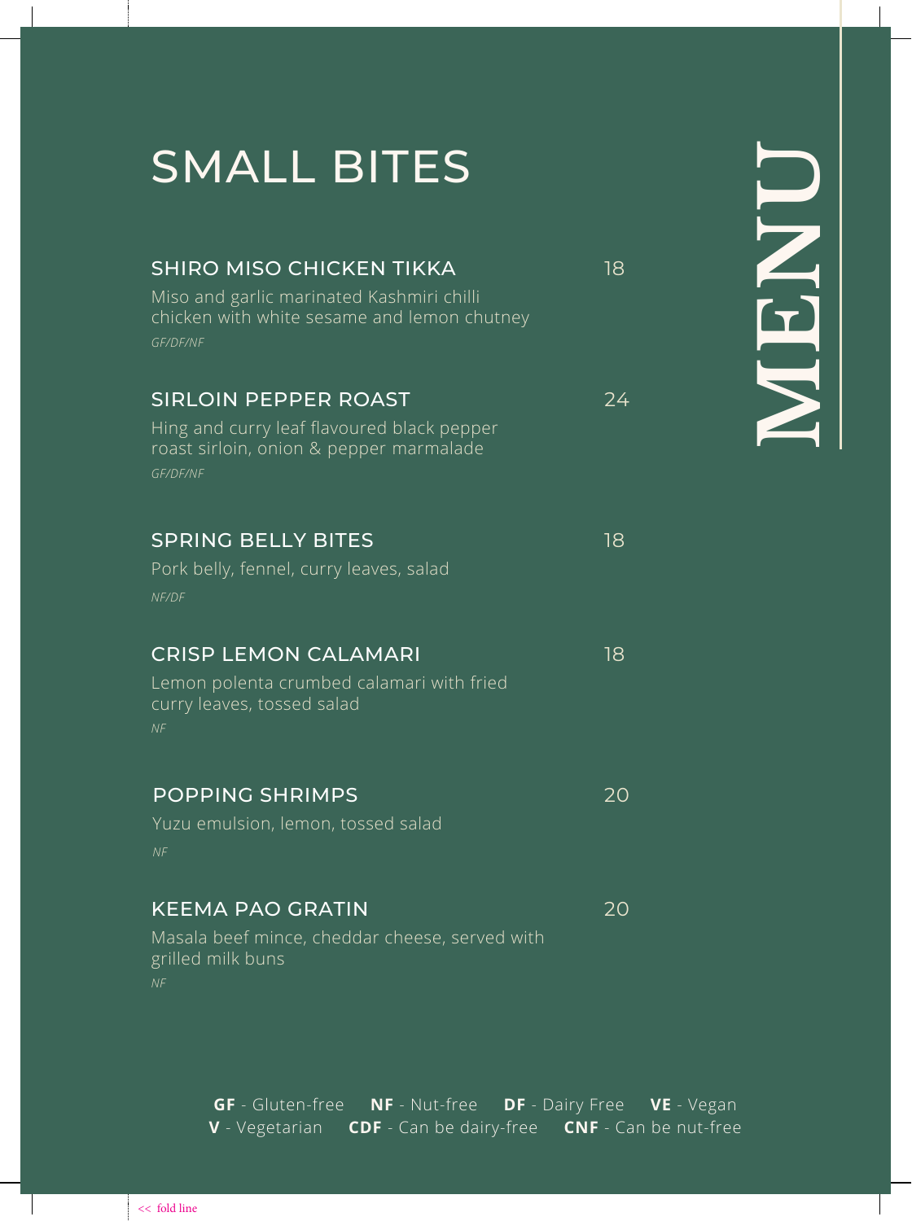# MENU

## SMALL BITES

### SHIRO MISO CHICKEN TIKKA — 18

Miso and garlic marinated Kashmiri chilli chicken with white sesame and lemon chutney

*GF/DF/NF*

### SIRLOIN PEPPER ROAST — 24

Hing and curry leaf flavoured black pepper roast sirloin, onion & pepper marmalade

*GF/DF/NF*

### SPRING BELLY BITES — 18

Pork belly, fennel, curry leaves, salad

*NF/DF*

### CRISP LEMON CALAMARI — 18

Lemon polenta crumbed calamari with fried curry leaves, tossed salad

*NF*

### POPPING SHRIMPS — 20

Yuzu emulsion, lemon, tossed salad

*NF*

### KEEMA PAO GRATIN — 20

Masala beef mince, cheddar cheese, served with grilled milk buns

*NF*

**GF** - Gluten-free **NF** - Nut-free **DF** - Dairy Free **VE** - Vegan
**V** - Vegetarian **CDF** - Can be dairy-free **CNF** - Can be nut-free

<< fold line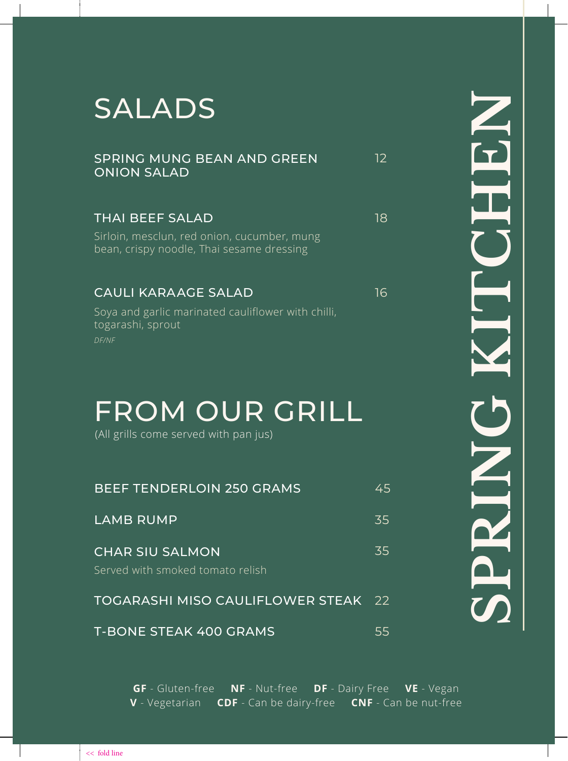# SPRING KITCHEN

## SALADS

### SPRING MUNG BEAN AND GREEN ONION SALAD — 12

### THAI BEEF SALAD — 18

Sirloin, mesclun, red onion, cucumber, mung bean, crispy noodle, Thai sesame dressing

### CAULI KARAAGE SALAD — 16

Soya and garlic marinated cauliflower with chilli, togarashi, sprout

*DF/NF*

## FROM OUR GRILL

(All grills come served with pan jus)

### BEEF TENDERLOIN 250 GRAMS — 45

### LAMB RUMP — 35

### CHAR SIU SALMON — 35

Served with smoked tomato relish

### TOGARASHI MISO CAULIFLOWER STEAK — 22

### T-BONE STEAK 400 GRAMS — 55

**GF** - Gluten-free **NF** - Nut-free **DF** - Dairy Free **VE** - Vegan
**V** - Vegetarian **CDF** - Can be dairy-free **CNF** - Can be nut-free

<< fold line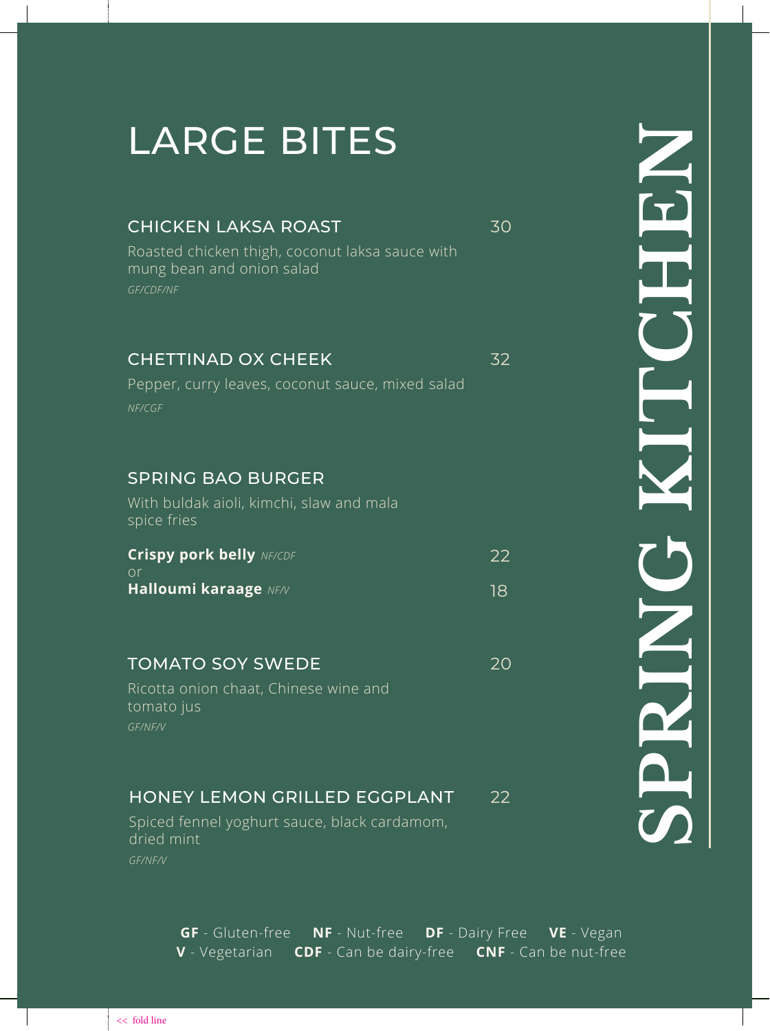# LARGE BITES

## CHICKEN LAKSA ROAST — 30

Roasted chicken thigh, coconut laksa sauce with mung bean and onion salad

*GF/CDF/NF*

## CHETTINAD OX CHEEK — 32

Pepper, curry leaves, coconut sauce, mixed salad

*NF/CGF*

## SPRING BAO BURGER

With buldak aioli, kimchi, slaw and mala spice fries

**Crispy pork belly** *NF/CDF* — 22

or

**Halloumi karaage** *NF/V* — 18

## TOMATO SOY SWEDE — 20

Ricotta onion chaat, Chinese wine and tomato jus

*GF/NF/V*

## HONEY LEMON GRILLED EGGPLANT — 22

Spiced fennel yoghurt sauce, black cardamom, dried mint

*GF/NF/V*

**GF** - Gluten-free **NF** - Nut-free **DF** - Dairy Free **VE** - Vegan
**V** - Vegetarian **CDF** - Can be dairy-free **CNF** - Can be nut-free

SPRING KITCHEN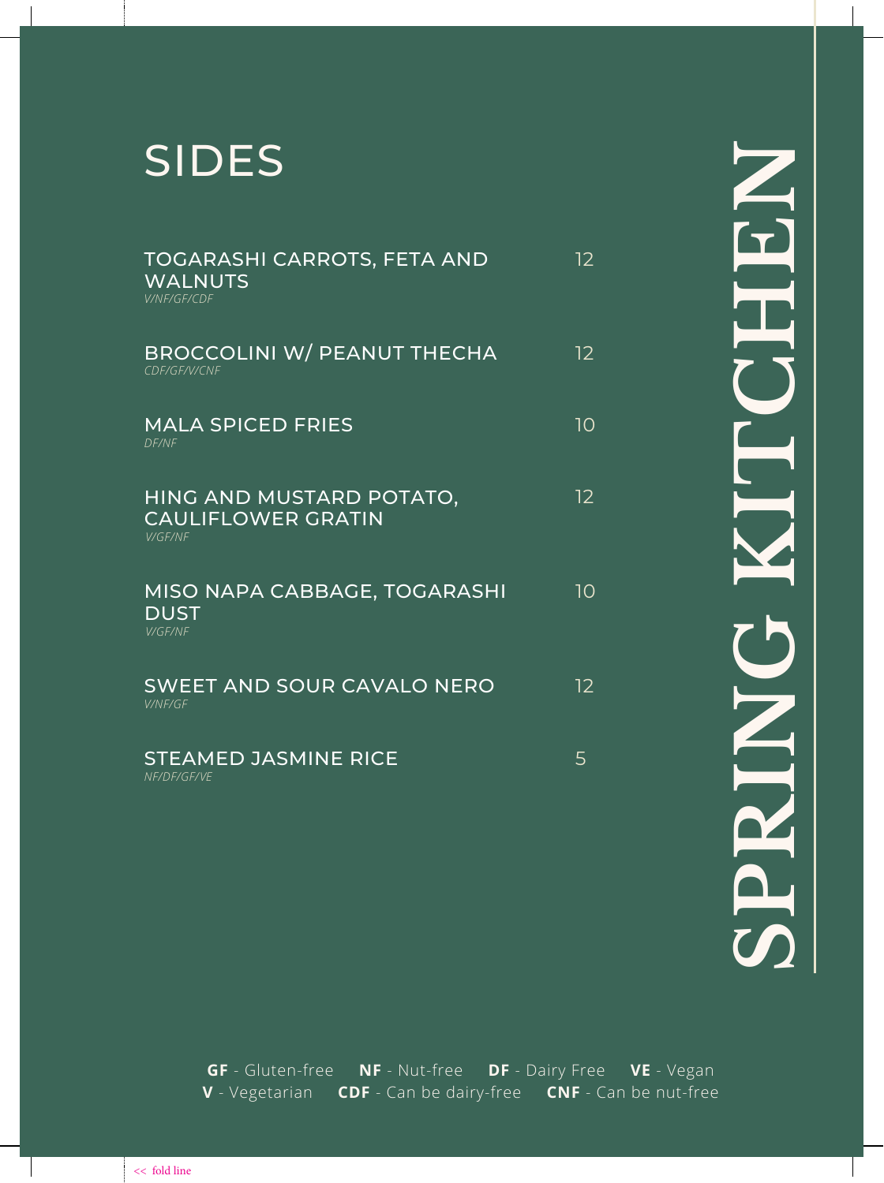# SIDES

**TOGARASHI CARROTS, FETA AND WALNUTS** — 12
*V/NF/GF/CDF*

**BROCCOLINI W/ PEANUT THECHA** — 12
*CDF/GF/V/CNF*

**MALA SPICED FRIES** — 10
*DF/NF*

**HING AND MUSTARD POTATO, CAULIFLOWER GRATIN** — 12
*V/GF/NF*

**MISO NAPA CABBAGE, TOGARASHI DUST** — 10
*V/GF/NF*

**SWEET AND SOUR CAVALO NERO** — 12
*V/NF/GF*

**STEAMED JASMINE RICE** — 5
*NF/DF/GF/VE*

SPRING KITCHEN

**GF** - Gluten-free **NF** - Nut-free **DF** - Dairy Free **VE** - Vegan
**V** - Vegetarian **CDF** - Can be dairy-free **CNF** - Can be nut-free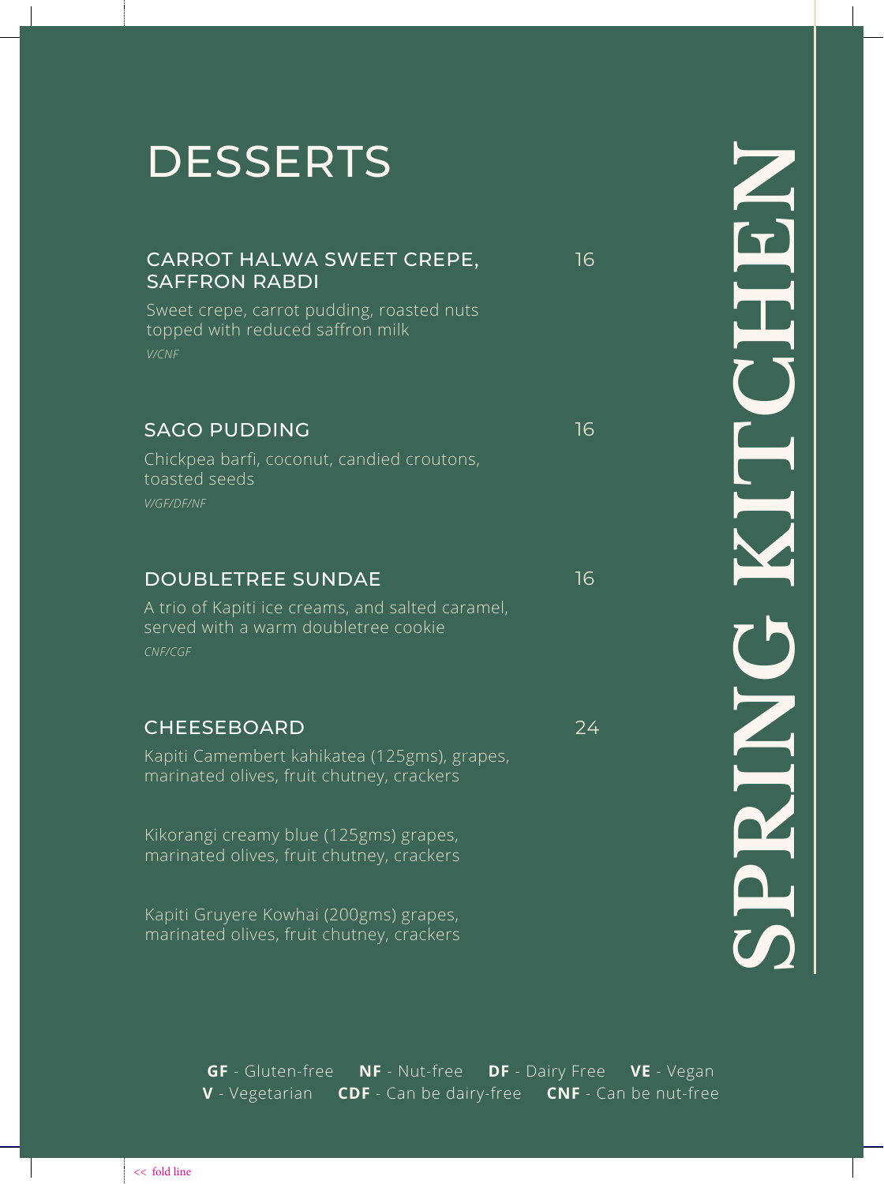# DESSERTS

### CARROT HALWA SWEET CREPE, SAFFRON RABDI — 16

Sweet crepe, carrot pudding, roasted nuts topped with reduced saffron milk

*V/CNF*

### SAGO PUDDING — 16

Chickpea barfi, coconut, candied croutons, toasted seeds

*V/GF/DF/NF*

### DOUBLETREE SUNDAE — 16

A trio of Kapiti ice creams, and salted caramel, served with a warm doubletree cookie

*CNF/CGF*

### CHEESEBOARD — 24

Kapiti Camembert kahikatea (125gms), grapes, marinated olives, fruit chutney, crackers

Kikorangi creamy blue (125gms) grapes, marinated olives, fruit chutney, crackers

Kapiti Gruyere Kowhai (200gms) grapes, marinated olives, fruit chutney, crackers

SPRING KITCHEN

**GF** - Gluten-free **NF** - Nut-free **DF** - Dairy Free **VE** - Vegan
**V** - Vegetarian **CDF** - Can be dairy-free **CNF** - Can be nut-free

<< fold line